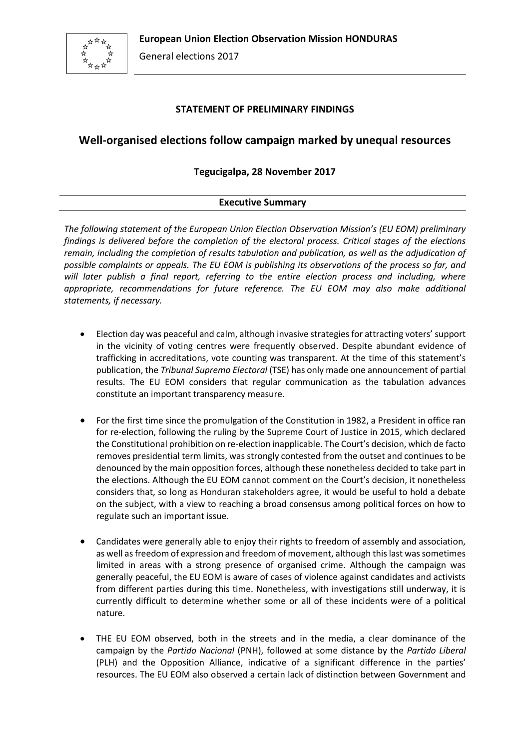**European Union Election Observation Mission HONDURAS**

General elections 2017

**STATEMENT OF PRELIMINARY FINDINGS**

# Well-organised elections follow campaign marked by unequal resources

**Tegucigalpa, 28 November 2017**

## Executive Summary

*The following statement of the European Union Election Observation Mission's (EU EOM) preliminary findings is delivered before the completion of the electoral process. Critical stages of the elections remain, including the completion of results tabulation and publication, as well as the adjudication of possible complaints or appeals. The EU EOM is publishing its observations of the process so far, and will later publish a final report, referring to the entire election process and including, where appropriate, recommendations for future reference. The EU EOM may also make additional statements, if necessary.*

- Election day was peaceful and calm, although invasive strategies for attracting voters' support in the vicinity of voting centres were frequently observed. Despite abundant evidence of trafficking in accreditations, vote counting was transparent. At the time of this statement's publication, the *Tribunal Supremo Electoral* (TSE) has only made one announcement of partial results. The EU EOM considers that regular communication as the tabulation advances constitute an important transparency measure.

- For the first time since the promulgation of the Constitution in 1982, a President in office ran for re-election, following the ruling by the Supreme Court of Justice in 2015, which declared the Constitutional prohibition on re-election inapplicable. The Court's decision, which de facto removes presidential term limits, was strongly contested from the outset and continues to be denounced by the main opposition forces, although these nonetheless decided to take part in the elections. Although the EU EOM cannot comment on the Court's decision, it nonetheless considers that, so long as Honduran stakeholders agree, it would be useful to hold a debate on the subject, with a view to reaching a broad consensus among political forces on how to regulate such an important issue.

- Candidates were generally able to enjoy their rights to freedom of assembly and association, as well as freedom of expression and freedom of movement, although this last was sometimes limited in areas with a strong presence of organised crime. Although the campaign was generally peaceful, the EU EOM is aware of cases of violence against candidates and activists from different parties during this time. Nonetheless, with investigations still underway, it is currently difficult to determine whether some or all of these incidents were of a political nature.

- THE EU EOM observed, both in the streets and in the media, a clear dominance of the campaign by the *Partido Nacional* (PNH), followed at some distance by the *Partido Liberal* (PLH) and the Opposition Alliance, indicative of a significant difference in the parties' resources. The EU EOM also observed a certain lack of distinction between Government and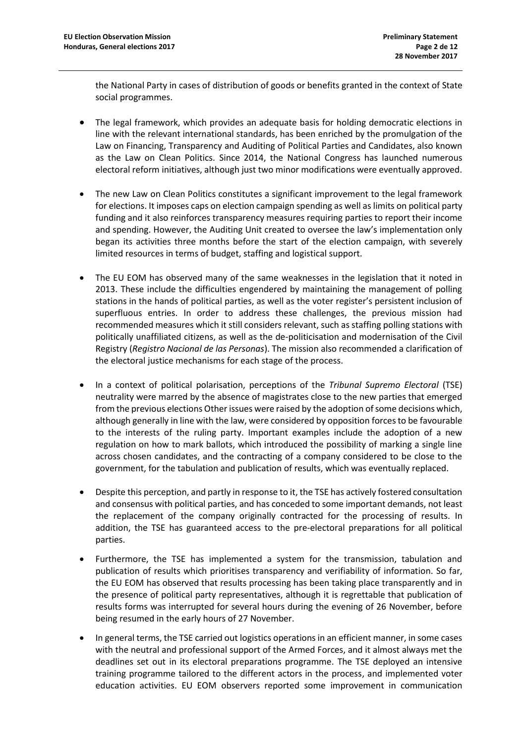the National Party in cases of distribution of goods or benefits granted in the context of State social programmes.

- The legal framework, which provides an adequate basis for holding democratic elections in line with the relevant international standards, has been enriched by the promulgation of the Law on Financing, Transparency and Auditing of Political Parties and Candidates, also known as the Law on Clean Politics. Since 2014, the National Congress has launched numerous electoral reform initiatives, although just two minor modifications were eventually approved.

- The new Law on Clean Politics constitutes a significant improvement to the legal framework for elections. It imposes caps on election campaign spending as well as limits on political party funding and it also reinforces transparency measures requiring parties to report their income and spending. However, the Auditing Unit created to oversee the law's implementation only began its activities three months before the start of the election campaign, with severely limited resources in terms of budget, staffing and logistical support.

- The EU EOM has observed many of the same weaknesses in the legislation that it noted in 2013. These include the difficulties engendered by maintaining the management of polling stations in the hands of political parties, as well as the voter register's persistent inclusion of superfluous entries. In order to address these challenges, the previous mission had recommended measures which it still considers relevant, such as staffing polling stations with politically unaffiliated citizens, as well as the de-politicisation and modernisation of the Civil Registry (*Registro Nacional de las Personas*). The mission also recommended a clarification of the electoral justice mechanisms for each stage of the process.

- In a context of political polarisation, perceptions of the *Tribunal Supremo Electoral* (TSE) neutrality were marred by the absence of magistrates close to the new parties that emerged from the previous elections Other issues were raised by the adoption of some decisions which, although generally in line with the law, were considered by opposition forces to be favourable to the interests of the ruling party. Important examples include the adoption of a new regulation on how to mark ballots, which introduced the possibility of marking a single line across chosen candidates, and the contracting of a company considered to be close to the government, for the tabulation and publication of results, which was eventually replaced.

- Despite this perception, and partly in response to it, the TSE has actively fostered consultation and consensus with political parties, and has conceded to some important demands, not least the replacement of the company originally contracted for the processing of results. In addition, the TSE has guaranteed access to the pre-electoral preparations for all political parties.

- Furthermore, the TSE has implemented a system for the transmission, tabulation and publication of results which prioritises transparency and verifiability of information. So far, the EU EOM has observed that results processing has been taking place transparently and in the presence of political party representatives, although it is regrettable that publication of results forms was interrupted for several hours during the evening of 26 November, before being resumed in the early hours of 27 November.

- In general terms, the TSE carried out logistics operations in an efficient manner, in some cases with the neutral and professional support of the Armed Forces, and it almost always met the deadlines set out in its electoral preparations programme. The TSE deployed an intensive training programme tailored to the different actors in the process, and implemented voter education activities. EU EOM observers reported some improvement in communication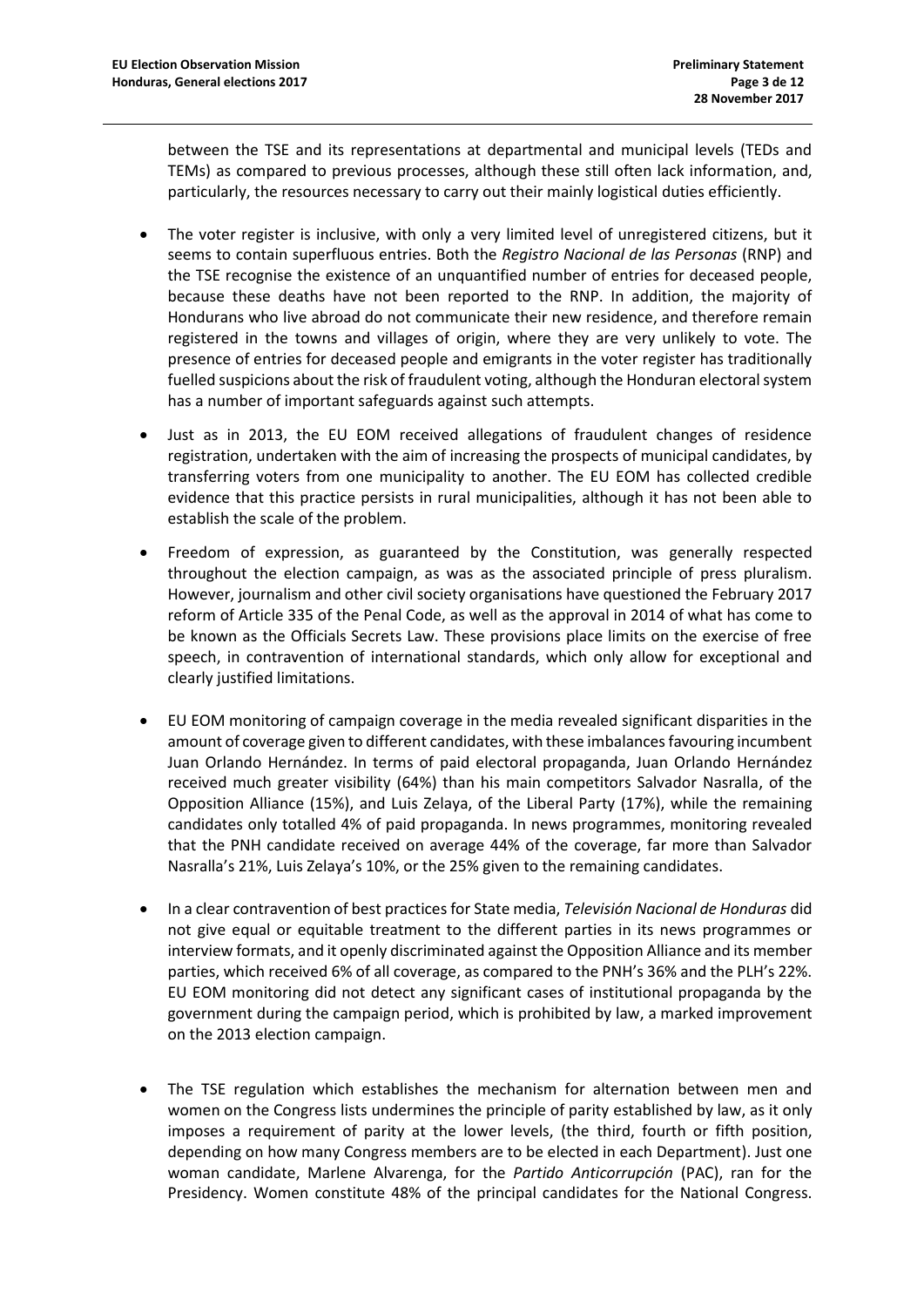between the TSE and its representations at departmental and municipal levels (TEDs and TEMs) as compared to previous processes, although these still often lack information, and, particularly, the resources necessary to carry out their mainly logistical duties efficiently.

- The voter register is inclusive, with only a very limited level of unregistered citizens, but it seems to contain superfluous entries. Both the *Registro Nacional de las Personas* (RNP) and the TSE recognise the existence of an unquantified number of entries for deceased people, because these deaths have not been reported to the RNP. In addition, the majority of Hondurans who live abroad do not communicate their new residence, and therefore remain registered in the towns and villages of origin, where they are very unlikely to vote. The presence of entries for deceased people and emigrants in the voter register has traditionally fuelled suspicions about the risk of fraudulent voting, although the Honduran electoral system has a number of important safeguards against such attempts.

- Just as in 2013, the EU EOM received allegations of fraudulent changes of residence registration, undertaken with the aim of increasing the prospects of municipal candidates, by transferring voters from one municipality to another. The EU EOM has collected credible evidence that this practice persists in rural municipalities, although it has not been able to establish the scale of the problem.

- Freedom of expression, as guaranteed by the Constitution, was generally respected throughout the election campaign, as was as the associated principle of press pluralism. However, journalism and other civil society organisations have questioned the February 2017 reform of Article 335 of the Penal Code, as well as the approval in 2014 of what has come to be known as the Officials Secrets Law. These provisions place limits on the exercise of free speech, in contravention of international standards, which only allow for exceptional and clearly justified limitations.

- EU EOM monitoring of campaign coverage in the media revealed significant disparities in the amount of coverage given to different candidates, with these imbalances favouring incumbent Juan Orlando Hernández. In terms of paid electoral propaganda, Juan Orlando Hernández received much greater visibility (64%) than his main competitors Salvador Nasralla, of the Opposition Alliance (15%), and Luis Zelaya, of the Liberal Party (17%), while the remaining candidates only totalled 4% of paid propaganda. In news programmes, monitoring revealed that the PNH candidate received on average 44% of the coverage, far more than Salvador Nasralla's 21%, Luis Zelaya's 10%, or the 25% given to the remaining candidates.

- In a clear contravention of best practices for State media, *Televisión Nacional de Honduras* did not give equal or equitable treatment to the different parties in its news programmes or interview formats, and it openly discriminated against the Opposition Alliance and its member parties, which received 6% of all coverage, as compared to the PNH's 36% and the PLH's 22%. EU EOM monitoring did not detect any significant cases of institutional propaganda by the government during the campaign period, which is prohibited by law, a marked improvement on the 2013 election campaign.

- The TSE regulation which establishes the mechanism for alternation between men and women on the Congress lists undermines the principle of parity established by law, as it only imposes a requirement of parity at the lower levels, (the third, fourth or fifth position, depending on how many Congress members are to be elected in each Department). Just one woman candidate, Marlene Alvarenga, for the *Partido Anticorrupción* (PAC), ran for the Presidency. Women constitute 48% of the principal candidates for the National Congress.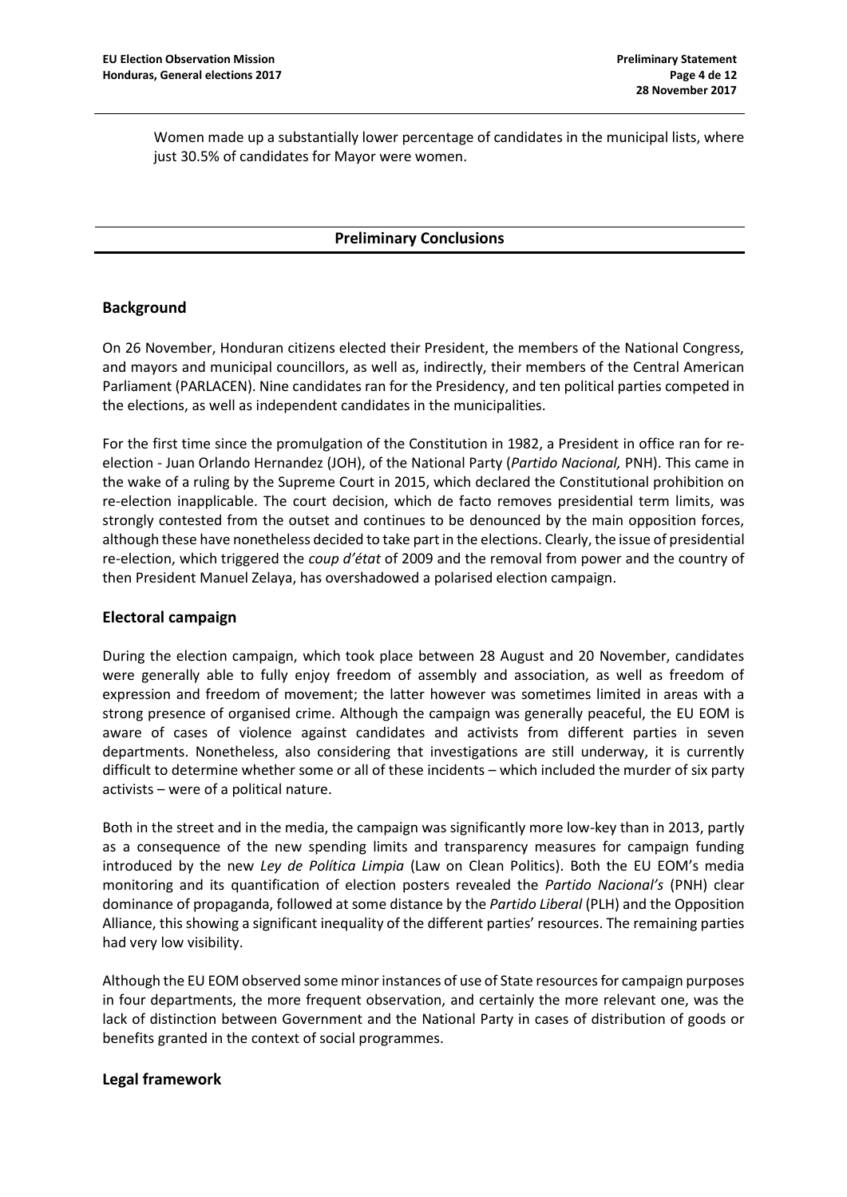Women made up a substantially lower percentage of candidates in the municipal lists, where just 30.5% of candidates for Mayor were women.

## Preliminary Conclusions

### Background

On 26 November, Honduran citizens elected their President, the members of the National Congress, and mayors and municipal councillors, as well as, indirectly, their members of the Central American Parliament (PARLACEN). Nine candidates ran for the Presidency, and ten political parties competed in the elections, as well as independent candidates in the municipalities.

For the first time since the promulgation of the Constitution in 1982, a President in office ran for re-election - Juan Orlando Hernandez (JOH), of the National Party (*Partido Nacional,* PNH). This came in the wake of a ruling by the Supreme Court in 2015, which declared the Constitutional prohibition on re-election inapplicable. The court decision, which de facto removes presidential term limits, was strongly contested from the outset and continues to be denounced by the main opposition forces, although these have nonetheless decided to take part in the elections. Clearly, the issue of presidential re-election, which triggered the *coup d'état* of 2009 and the removal from power and the country of then President Manuel Zelaya, has overshadowed a polarised election campaign.

### Electoral campaign

During the election campaign, which took place between 28 August and 20 November, candidates were generally able to fully enjoy freedom of assembly and association, as well as freedom of expression and freedom of movement; the latter however was sometimes limited in areas with a strong presence of organised crime. Although the campaign was generally peaceful, the EU EOM is aware of cases of violence against candidates and activists from different parties in seven departments. Nonetheless, also considering that investigations are still underway, it is currently difficult to determine whether some or all of these incidents – which included the murder of six party activists – were of a political nature.

Both in the street and in the media, the campaign was significantly more low-key than in 2013, partly as a consequence of the new spending limits and transparency measures for campaign funding introduced by the new *Ley de Política Limpia* (Law on Clean Politics). Both the EU EOM's media monitoring and its quantification of election posters revealed the *Partido Nacional's* (PNH) clear dominance of propaganda, followed at some distance by the *Partido Liberal* (PLH) and the Opposition Alliance, this showing a significant inequality of the different parties' resources. The remaining parties had very low visibility.

Although the EU EOM observed some minor instances of use of State resources for campaign purposes in four departments, the more frequent observation, and certainly the more relevant one, was the lack of distinction between Government and the National Party in cases of distribution of goods or benefits granted in the context of social programmes.

### Legal framework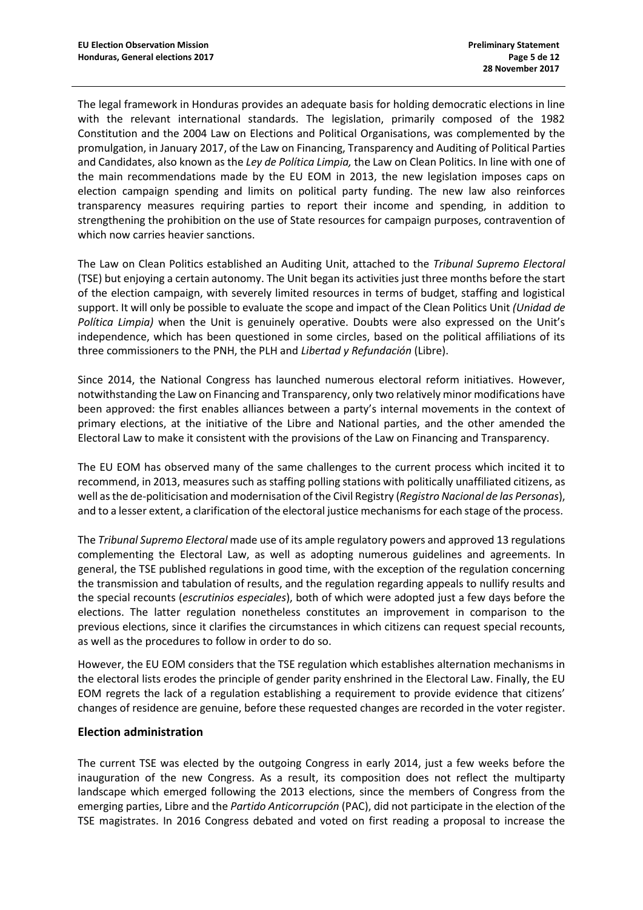The legal framework in Honduras provides an adequate basis for holding democratic elections in line with the relevant international standards. The legislation, primarily composed of the 1982 Constitution and the 2004 Law on Elections and Political Organisations, was complemented by the promulgation, in January 2017, of the Law on Financing, Transparency and Auditing of Political Parties and Candidates, also known as the *Ley de Política Limpia,* the Law on Clean Politics. In line with one of the main recommendations made by the EU EOM in 2013, the new legislation imposes caps on election campaign spending and limits on political party funding. The new law also reinforces transparency measures requiring parties to report their income and spending, in addition to strengthening the prohibition on the use of State resources for campaign purposes, contravention of which now carries heavier sanctions.

The Law on Clean Politics established an Auditing Unit, attached to the *Tribunal Supremo Electoral* (TSE) but enjoying a certain autonomy. The Unit began its activities just three months before the start of the election campaign, with severely limited resources in terms of budget, staffing and logistical support. It will only be possible to evaluate the scope and impact of the Clean Politics Unit *(Unidad de Política Limpia)* when the Unit is genuinely operative. Doubts were also expressed on the Unit's independence, which has been questioned in some circles, based on the political affiliations of its three commissioners to the PNH, the PLH and *Libertad y Refundación* (Libre).

Since 2014, the National Congress has launched numerous electoral reform initiatives. However, notwithstanding the Law on Financing and Transparency, only two relatively minor modifications have been approved: the first enables alliances between a party's internal movements in the context of primary elections, at the initiative of the Libre and National parties, and the other amended the Electoral Law to make it consistent with the provisions of the Law on Financing and Transparency.

The EU EOM has observed many of the same challenges to the current process which incited it to recommend, in 2013, measures such as staffing polling stations with politically unaffiliated citizens, as well as the de-politicisation and modernisation of the Civil Registry (*Registro Nacional de las Personas*), and to a lesser extent, a clarification of the electoral justice mechanisms for each stage of the process.

The *Tribunal Supremo Electoral* made use of its ample regulatory powers and approved 13 regulations complementing the Electoral Law, as well as adopting numerous guidelines and agreements. In general, the TSE published regulations in good time, with the exception of the regulation concerning the transmission and tabulation of results, and the regulation regarding appeals to nullify results and the special recounts (*escrutinios especiales*), both of which were adopted just a few days before the elections. The latter regulation nonetheless constitutes an improvement in comparison to the previous elections, since it clarifies the circumstances in which citizens can request special recounts, as well as the procedures to follow in order to do so.

However, the EU EOM considers that the TSE regulation which establishes alternation mechanisms in the electoral lists erodes the principle of gender parity enshrined in the Electoral Law. Finally, the EU EOM regrets the lack of a regulation establishing a requirement to provide evidence that citizens' changes of residence are genuine, before these requested changes are recorded in the voter register.

## Election administration

The current TSE was elected by the outgoing Congress in early 2014, just a few weeks before the inauguration of the new Congress. As a result, its composition does not reflect the multiparty landscape which emerged following the 2013 elections, since the members of Congress from the emerging parties, Libre and the *Partido Anticorrupción* (PAC), did not participate in the election of the TSE magistrates. In 2016 Congress debated and voted on first reading a proposal to increase the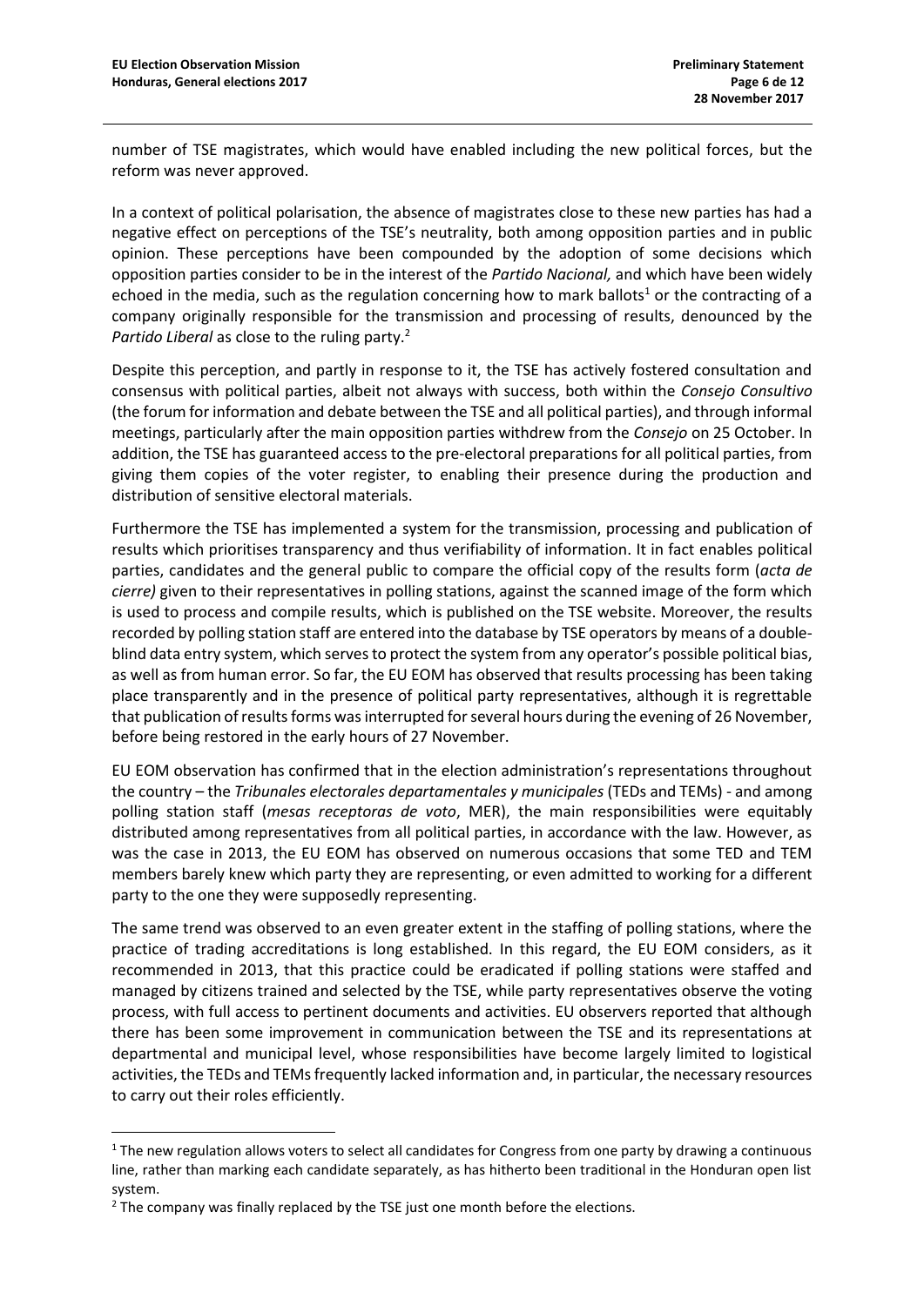number of TSE magistrates, which would have enabled including the new political forces, but the reform was never approved.

In a context of political polarisation, the absence of magistrates close to these new parties has had a negative effect on perceptions of the TSE's neutrality, both among opposition parties and in public opinion. These perceptions have been compounded by the adoption of some decisions which opposition parties consider to be in the interest of the *Partido Nacional,* and which have been widely echoed in the media, such as the regulation concerning how to mark ballots[1] or the contracting of a company originally responsible for the transmission and processing of results, denounced by the *Partido Liberal* as close to the ruling party.[2]

Despite this perception, and partly in response to it, the TSE has actively fostered consultation and consensus with political parties, albeit not always with success, both within the *Consejo Consultivo* (the forum for information and debate between the TSE and all political parties), and through informal meetings, particularly after the main opposition parties withdrew from the *Consejo* on 25 October. In addition, the TSE has guaranteed access to the pre-electoral preparations for all political parties, from giving them copies of the voter register, to enabling their presence during the production and distribution of sensitive electoral materials.

Furthermore the TSE has implemented a system for the transmission, processing and publication of results which prioritises transparency and thus verifiability of information. It in fact enables political parties, candidates and the general public to compare the official copy of the results form (*acta de cierre)* given to their representatives in polling stations, against the scanned image of the form which is used to process and compile results, which is published on the TSE website. Moreover, the results recorded by polling station staff are entered into the database by TSE operators by means of a double-blind data entry system, which serves to protect the system from any operator's possible political bias, as well as from human error. So far, the EU EOM has observed that results processing has been taking place transparently and in the presence of political party representatives, although it is regrettable that publication of results forms was interrupted for several hours during the evening of 26 November, before being restored in the early hours of 27 November.

EU EOM observation has confirmed that in the election administration's representations throughout the country – the *Tribunales electorales departamentales y municipales* (TEDs and TEMs) - and among polling station staff (*mesas receptoras de voto*, MER), the main responsibilities were equitably distributed among representatives from all political parties, in accordance with the law. However, as was the case in 2013, the EU EOM has observed on numerous occasions that some TED and TEM members barely knew which party they are representing, or even admitted to working for a different party to the one they were supposedly representing.

The same trend was observed to an even greater extent in the staffing of polling stations, where the practice of trading accreditations is long established. In this regard, the EU EOM considers, as it recommended in 2013, that this practice could be eradicated if polling stations were staffed and managed by citizens trained and selected by the TSE, while party representatives observe the voting process, with full access to pertinent documents and activities. EU observers reported that although there has been some improvement in communication between the TSE and its representations at departmental and municipal level, whose responsibilities have become largely limited to logistical activities, the TEDs and TEMs frequently lacked information and, in particular, the necessary resources to carry out their roles efficiently.

---

[1] The new regulation allows voters to select all candidates for Congress from one party by drawing a continuous line, rather than marking each candidate separately, as has hitherto been traditional in the Honduran open list system.

[2] The company was finally replaced by the TSE just one month before the elections.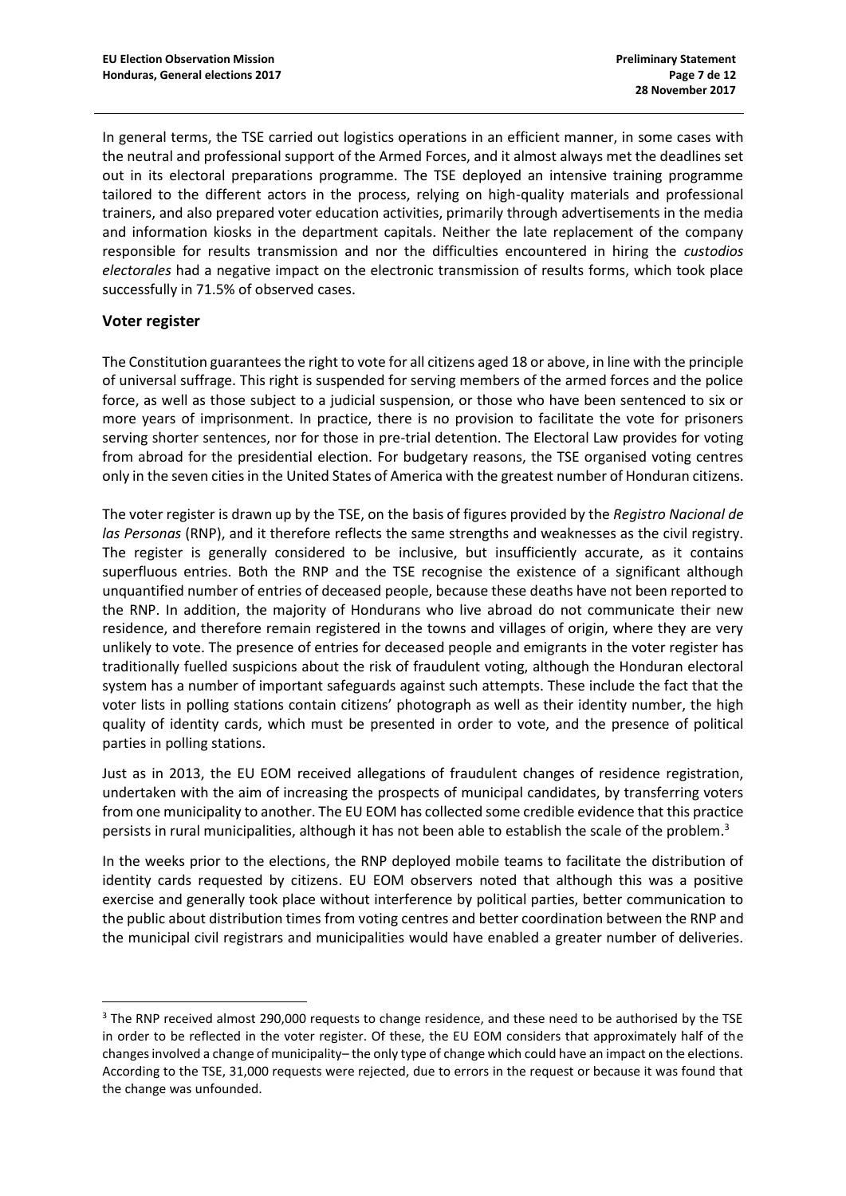In general terms, the TSE carried out logistics operations in an efficient manner, in some cases with the neutral and professional support of the Armed Forces, and it almost always met the deadlines set out in its electoral preparations programme. The TSE deployed an intensive training programme tailored to the different actors in the process, relying on high-quality materials and professional trainers, and also prepared voter education activities, primarily through advertisements in the media and information kiosks in the department capitals. Neither the late replacement of the company responsible for results transmission and nor the difficulties encountered in hiring the *custodios electorales* had a negative impact on the electronic transmission of results forms, which took place successfully in 71.5% of observed cases.

## Voter register

The Constitution guarantees the right to vote for all citizens aged 18 or above, in line with the principle of universal suffrage. This right is suspended for serving members of the armed forces and the police force, as well as those subject to a judicial suspension, or those who have been sentenced to six or more years of imprisonment. In practice, there is no provision to facilitate the vote for prisoners serving shorter sentences, nor for those in pre-trial detention. The Electoral Law provides for voting from abroad for the presidential election. For budgetary reasons, the TSE organised voting centres only in the seven cities in the United States of America with the greatest number of Honduran citizens.

The voter register is drawn up by the TSE, on the basis of figures provided by the *Registro Nacional de las Personas* (RNP), and it therefore reflects the same strengths and weaknesses as the civil registry. The register is generally considered to be inclusive, but insufficiently accurate, as it contains superfluous entries. Both the RNP and the TSE recognise the existence of a significant although unquantified number of entries of deceased people, because these deaths have not been reported to the RNP. In addition, the majority of Hondurans who live abroad do not communicate their new residence, and therefore remain registered in the towns and villages of origin, where they are very unlikely to vote. The presence of entries for deceased people and emigrants in the voter register has traditionally fuelled suspicions about the risk of fraudulent voting, although the Honduran electoral system has a number of important safeguards against such attempts. These include the fact that the voter lists in polling stations contain citizens' photograph as well as their identity number, the high quality of identity cards, which must be presented in order to vote, and the presence of political parties in polling stations.

Just as in 2013, the EU EOM received allegations of fraudulent changes of residence registration, undertaken with the aim of increasing the prospects of municipal candidates, by transferring voters from one municipality to another. The EU EOM has collected some credible evidence that this practice persists in rural municipalities, although it has not been able to establish the scale of the problem.[3]

In the weeks prior to the elections, the RNP deployed mobile teams to facilitate the distribution of identity cards requested by citizens. EU EOM observers noted that although this was a positive exercise and generally took place without interference by political parties, better communication to the public about distribution times from voting centres and better coordination between the RNP and the municipal civil registrars and municipalities would have enabled a greater number of deliveries.

---

[3] The RNP received almost 290,000 requests to change residence, and these need to be authorised by the TSE in order to be reflected in the voter register. Of these, the EU EOM considers that approximately half of the changes involved a change of municipality– the only type of change which could have an impact on the elections. According to the TSE, 31,000 requests were rejected, due to errors in the request or because it was found that the change was unfounded.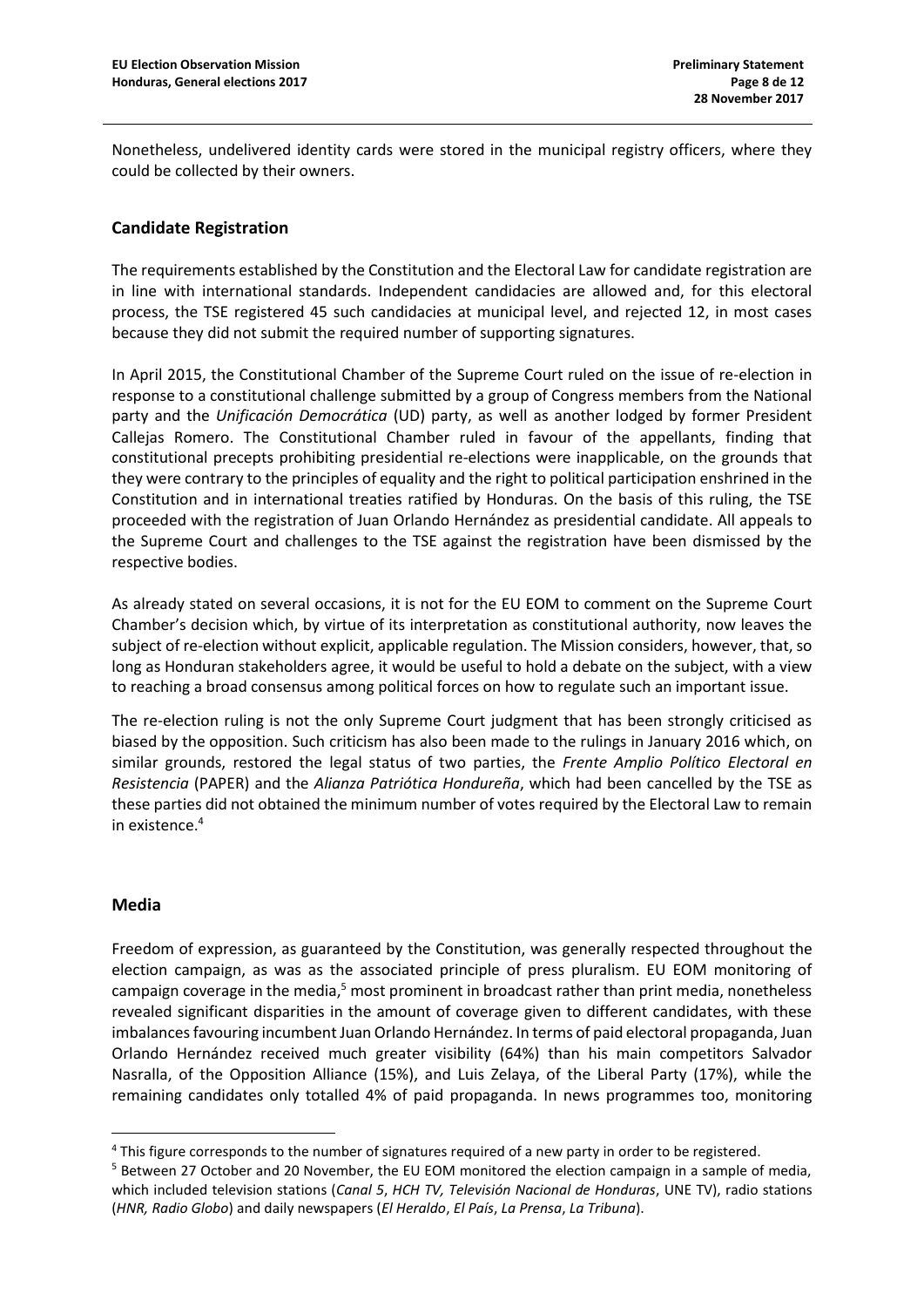Nonetheless, undelivered identity cards were stored in the municipal registry officers, where they could be collected by their owners.

## Candidate Registration

The requirements established by the Constitution and the Electoral Law for candidate registration are in line with international standards. Independent candidacies are allowed and, for this electoral process, the TSE registered 45 such candidacies at municipal level, and rejected 12, in most cases because they did not submit the required number of supporting signatures.

In April 2015, the Constitutional Chamber of the Supreme Court ruled on the issue of re-election in response to a constitutional challenge submitted by a group of Congress members from the National party and the *Unificación Democrática* (UD) party, as well as another lodged by former President Callejas Romero. The Constitutional Chamber ruled in favour of the appellants, finding that constitutional precepts prohibiting presidential re-elections were inapplicable, on the grounds that they were contrary to the principles of equality and the right to political participation enshrined in the Constitution and in international treaties ratified by Honduras. On the basis of this ruling, the TSE proceeded with the registration of Juan Orlando Hernández as presidential candidate. All appeals to the Supreme Court and challenges to the TSE against the registration have been dismissed by the respective bodies.

As already stated on several occasions, it is not for the EU EOM to comment on the Supreme Court Chamber's decision which, by virtue of its interpretation as constitutional authority, now leaves the subject of re-election without explicit, applicable regulation. The Mission considers, however, that, so long as Honduran stakeholders agree, it would be useful to hold a debate on the subject, with a view to reaching a broad consensus among political forces on how to regulate such an important issue.

The re-election ruling is not the only Supreme Court judgment that has been strongly criticised as biased by the opposition. Such criticism has also been made to the rulings in January 2016 which, on similar grounds, restored the legal status of two parties, the *Frente Amplio Político Electoral en Resistencia* (PAPER) and the *Alianza Patriótica Hondureña*, which had been cancelled by the TSE as these parties did not obtained the minimum number of votes required by the Electoral Law to remain in existence.[4]

## Media

Freedom of expression, as guaranteed by the Constitution, was generally respected throughout the election campaign, as was as the associated principle of press pluralism. EU EOM monitoring of campaign coverage in the media,[5] most prominent in broadcast rather than print media, nonetheless revealed significant disparities in the amount of coverage given to different candidates, with these imbalances favouring incumbent Juan Orlando Hernández. In terms of paid electoral propaganda, Juan Orlando Hernández received much greater visibility (64%) than his main competitors Salvador Nasralla, of the Opposition Alliance (15%), and Luis Zelaya, of the Liberal Party (17%), while the remaining candidates only totalled 4% of paid propaganda. In news programmes too, monitoring

---

[4] This figure corresponds to the number of signatures required of a new party in order to be registered.

[5] Between 27 October and 20 November, the EU EOM monitored the election campaign in a sample of media, which included television stations (*Canal 5*, *HCH TV, Televisión Nacional de Honduras*, UNE TV), radio stations (*HNR, Radio Globo*) and daily newspapers (*El Heraldo*, *El País*, *La Prensa*, *La Tribuna*).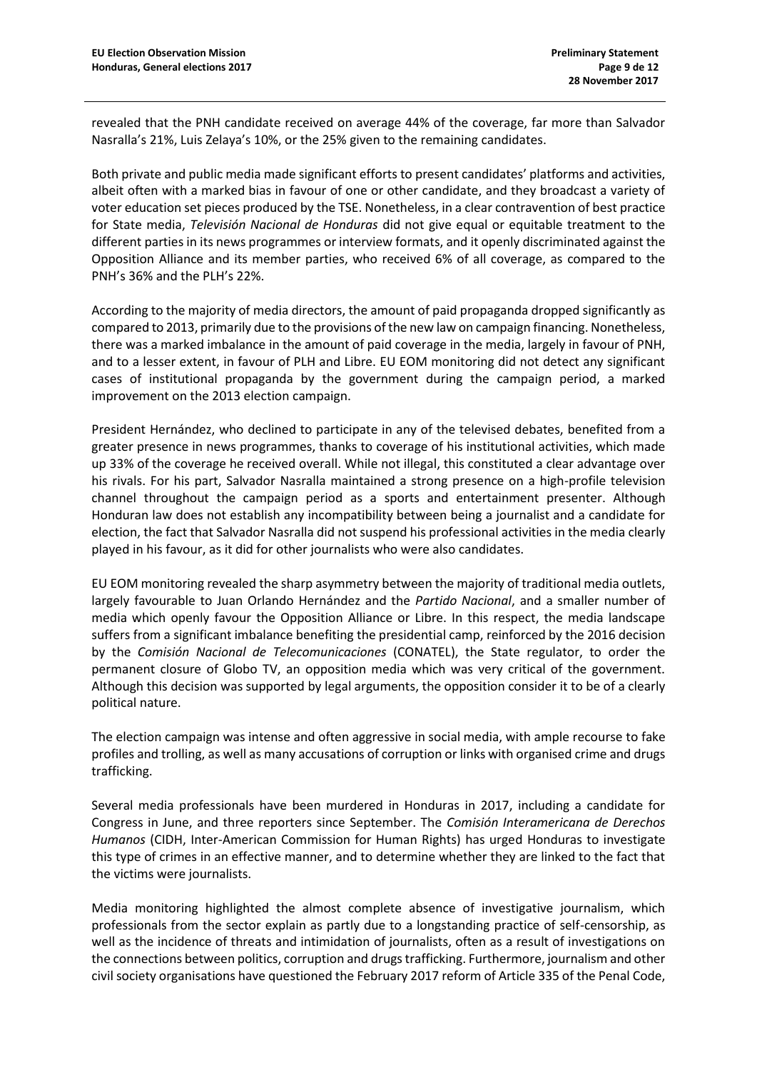revealed that the PNH candidate received on average 44% of the coverage, far more than Salvador Nasralla's 21%, Luis Zelaya's 10%, or the 25% given to the remaining candidates.

Both private and public media made significant efforts to present candidates' platforms and activities, albeit often with a marked bias in favour of one or other candidate, and they broadcast a variety of voter education set pieces produced by the TSE. Nonetheless, in a clear contravention of best practice for State media, *Televisión Nacional de Honduras* did not give equal or equitable treatment to the different parties in its news programmes or interview formats, and it openly discriminated against the Opposition Alliance and its member parties, who received 6% of all coverage, as compared to the PNH's 36% and the PLH's 22%.

According to the majority of media directors, the amount of paid propaganda dropped significantly as compared to 2013, primarily due to the provisions of the new law on campaign financing. Nonetheless, there was a marked imbalance in the amount of paid coverage in the media, largely in favour of PNH, and to a lesser extent, in favour of PLH and Libre. EU EOM monitoring did not detect any significant cases of institutional propaganda by the government during the campaign period, a marked improvement on the 2013 election campaign.

President Hernández, who declined to participate in any of the televised debates, benefited from a greater presence in news programmes, thanks to coverage of his institutional activities, which made up 33% of the coverage he received overall. While not illegal, this constituted a clear advantage over his rivals. For his part, Salvador Nasralla maintained a strong presence on a high-profile television channel throughout the campaign period as a sports and entertainment presenter. Although Honduran law does not establish any incompatibility between being a journalist and a candidate for election, the fact that Salvador Nasralla did not suspend his professional activities in the media clearly played in his favour, as it did for other journalists who were also candidates.

EU EOM monitoring revealed the sharp asymmetry between the majority of traditional media outlets, largely favourable to Juan Orlando Hernández and the *Partido Nacional*, and a smaller number of media which openly favour the Opposition Alliance or Libre. In this respect, the media landscape suffers from a significant imbalance benefiting the presidential camp, reinforced by the 2016 decision by the *Comisión Nacional de Telecomunicaciones* (CONATEL), the State regulator, to order the permanent closure of Globo TV, an opposition media which was very critical of the government. Although this decision was supported by legal arguments, the opposition consider it to be of a clearly political nature.

The election campaign was intense and often aggressive in social media, with ample recourse to fake profiles and trolling, as well as many accusations of corruption or links with organised crime and drugs trafficking.

Several media professionals have been murdered in Honduras in 2017, including a candidate for Congress in June, and three reporters since September. The *Comisión Interamericana de Derechos Humanos* (CIDH, Inter-American Commission for Human Rights) has urged Honduras to investigate this type of crimes in an effective manner, and to determine whether they are linked to the fact that the victims were journalists.

Media monitoring highlighted the almost complete absence of investigative journalism, which professionals from the sector explain as partly due to a longstanding practice of self-censorship, as well as the incidence of threats and intimidation of journalists, often as a result of investigations on the connections between politics, corruption and drugs trafficking. Furthermore, journalism and other civil society organisations have questioned the February 2017 reform of Article 335 of the Penal Code,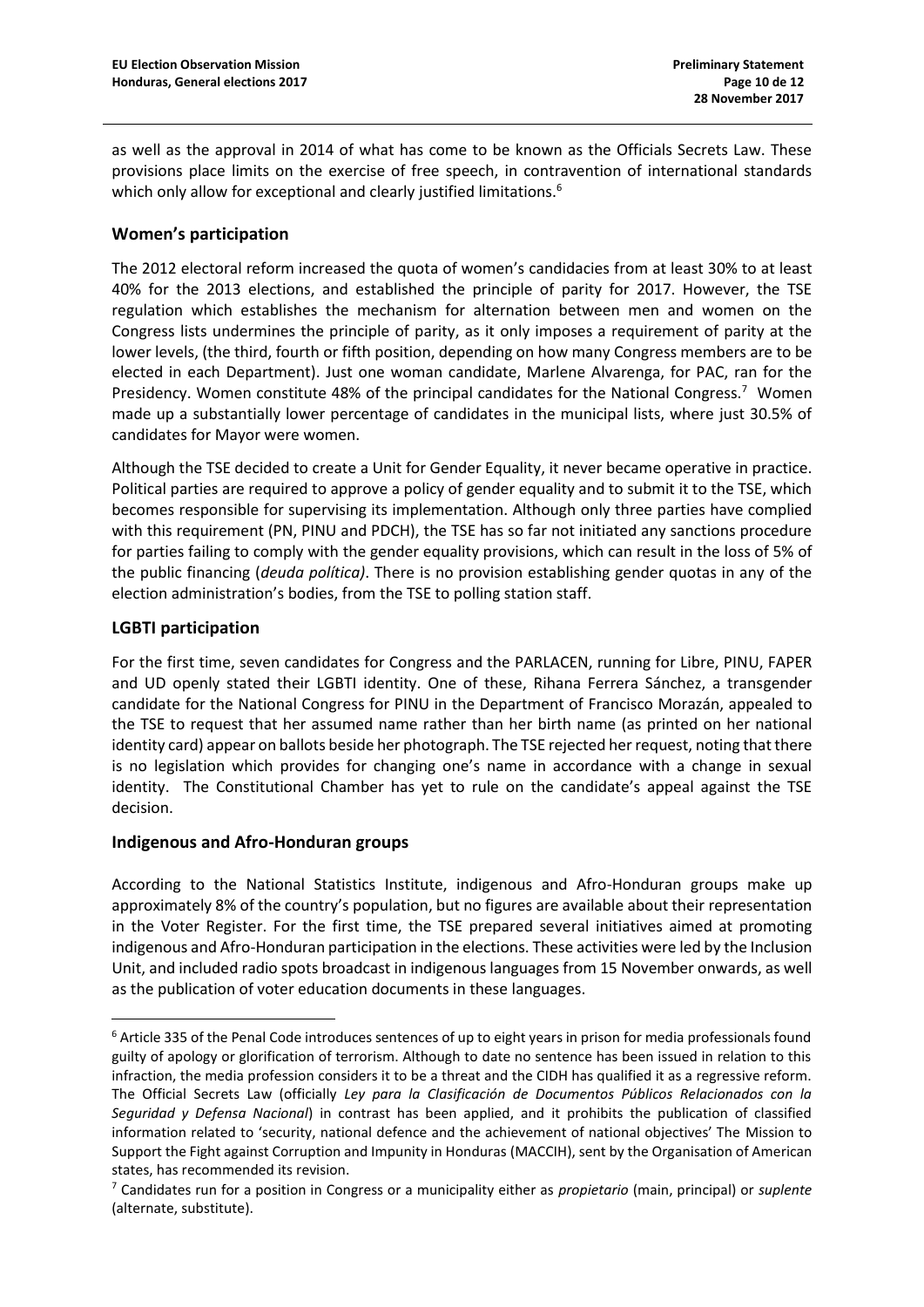as well as the approval in 2014 of what has come to be known as the Officials Secrets Law. These provisions place limits on the exercise of free speech, in contravention of international standards which only allow for exceptional and clearly justified limitations.[6]

## Women's participation

The 2012 electoral reform increased the quota of women's candidacies from at least 30% to at least 40% for the 2013 elections, and established the principle of parity for 2017. However, the TSE regulation which establishes the mechanism for alternation between men and women on the Congress lists undermines the principle of parity, as it only imposes a requirement of parity at the lower levels, (the third, fourth or fifth position, depending on how many Congress members are to be elected in each Department). Just one woman candidate, Marlene Alvarenga, for PAC, ran for the Presidency. Women constitute 48% of the principal candidates for the National Congress.[7] Women made up a substantially lower percentage of candidates in the municipal lists, where just 30.5% of candidates for Mayor were women.

Although the TSE decided to create a Unit for Gender Equality, it never became operative in practice. Political parties are required to approve a policy of gender equality and to submit it to the TSE, which becomes responsible for supervising its implementation. Although only three parties have complied with this requirement (PN, PINU and PDCH), the TSE has so far not initiated any sanctions procedure for parties failing to comply with the gender equality provisions, which can result in the loss of 5% of the public financing (*deuda política)*. There is no provision establishing gender quotas in any of the election administration's bodies, from the TSE to polling station staff.

## LGBTI participation

For the first time, seven candidates for Congress and the PARLACEN, running for Libre, PINU, FAPER and UD openly stated their LGBTI identity. One of these, Rihana Ferrera Sánchez, a transgender candidate for the National Congress for PINU in the Department of Francisco Morazán, appealed to the TSE to request that her assumed name rather than her birth name (as printed on her national identity card) appear on ballots beside her photograph. The TSE rejected her request, noting that there is no legislation which provides for changing one's name in accordance with a change in sexual identity. The Constitutional Chamber has yet to rule on the candidate's appeal against the TSE decision.

## Indigenous and Afro-Honduran groups

According to the National Statistics Institute, indigenous and Afro-Honduran groups make up approximately 8% of the country's population, but no figures are available about their representation in the Voter Register. For the first time, the TSE prepared several initiatives aimed at promoting indigenous and Afro-Honduran participation in the elections. These activities were led by the Inclusion Unit, and included radio spots broadcast in indigenous languages from 15 November onwards, as well as the publication of voter education documents in these languages.

---

[6] Article 335 of the Penal Code introduces sentences of up to eight years in prison for media professionals found guilty of apology or glorification of terrorism. Although to date no sentence has been issued in relation to this infraction, the media profession considers it to be a threat and the CIDH has qualified it as a regressive reform. The Official Secrets Law (officially *Ley para la Clasificación de Documentos Públicos Relacionados con la Seguridad y Defensa Nacional*) in contrast has been applied, and it prohibits the publication of classified information related to 'security, national defence and the achievement of national objectives' The Mission to Support the Fight against Corruption and Impunity in Honduras (MACCIH), sent by the Organisation of American states, has recommended its revision.

[7] Candidates run for a position in Congress or a municipality either as *propietario* (main, principal) or *suplente* (alternate, substitute).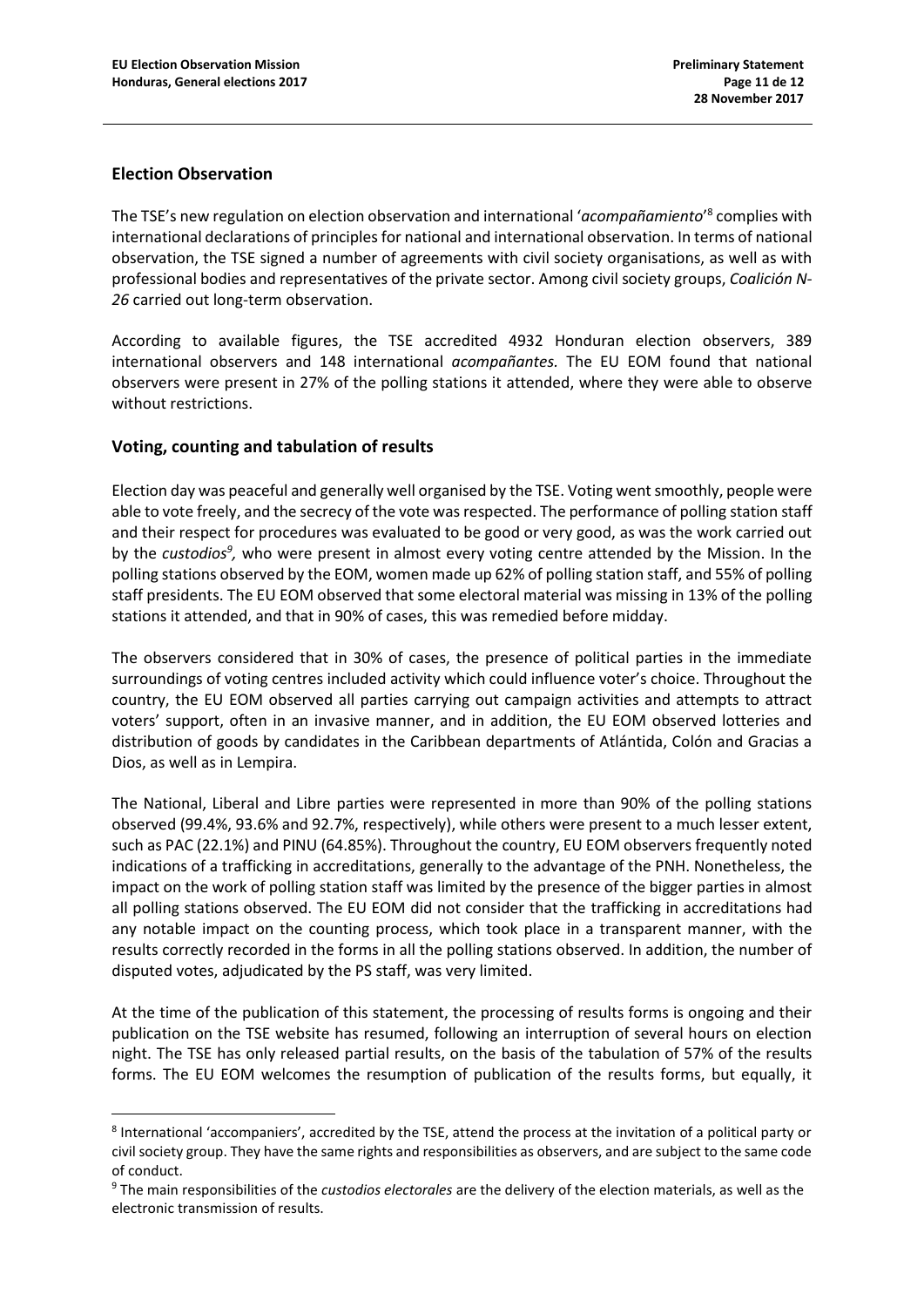## Election Observation

The TSE's new regulation on election observation and international '*acompañamiento*'[8] complies with international declarations of principles for national and international observation. In terms of national observation, the TSE signed a number of agreements with civil society organisations, as well as with professional bodies and representatives of the private sector. Among civil society groups, *Coalición N-26* carried out long-term observation.

According to available figures, the TSE accredited 4932 Honduran election observers, 389 international observers and 148 international *acompañantes.* The EU EOM found that national observers were present in 27% of the polling stations it attended, where they were able to observe without restrictions.

## Voting, counting and tabulation of results

Election day was peaceful and generally well organised by the TSE. Voting went smoothly, people were able to vote freely, and the secrecy of the vote was respected. The performance of polling station staff and their respect for procedures was evaluated to be good or very good, as was the work carried out by the *custodios*[9], who were present in almost every voting centre attended by the Mission. In the polling stations observed by the EOM, women made up 62% of polling station staff, and 55% of polling staff presidents. The EU EOM observed that some electoral material was missing in 13% of the polling stations it attended, and that in 90% of cases, this was remedied before midday.

The observers considered that in 30% of cases, the presence of political parties in the immediate surroundings of voting centres included activity which could influence voter's choice. Throughout the country, the EU EOM observed all parties carrying out campaign activities and attempts to attract voters' support, often in an invasive manner, and in addition, the EU EOM observed lotteries and distribution of goods by candidates in the Caribbean departments of Atlántida, Colón and Gracias a Dios, as well as in Lempira.

The National, Liberal and Libre parties were represented in more than 90% of the polling stations observed (99.4%, 93.6% and 92.7%, respectively), while others were present to a much lesser extent, such as PAC (22.1%) and PINU (64.85%). Throughout the country, EU EOM observers frequently noted indications of a trafficking in accreditations, generally to the advantage of the PNH. Nonetheless, the impact on the work of polling station staff was limited by the presence of the bigger parties in almost all polling stations observed. The EU EOM did not consider that the trafficking in accreditations had any notable impact on the counting process, which took place in a transparent manner, with the results correctly recorded in the forms in all the polling stations observed. In addition, the number of disputed votes, adjudicated by the PS staff, was very limited.

At the time of the publication of this statement, the processing of results forms is ongoing and their publication on the TSE website has resumed, following an interruption of several hours on election night. The TSE has only released partial results, on the basis of the tabulation of 57% of the results forms. The EU EOM welcomes the resumption of publication of the results forms, but equally, it

---

[8] International 'accompaniers', accredited by the TSE, attend the process at the invitation of a political party or civil society group. They have the same rights and responsibilities as observers, and are subject to the same code of conduct.

[9] The main responsibilities of the *custodios electorales* are the delivery of the election materials, as well as the electronic transmission of results.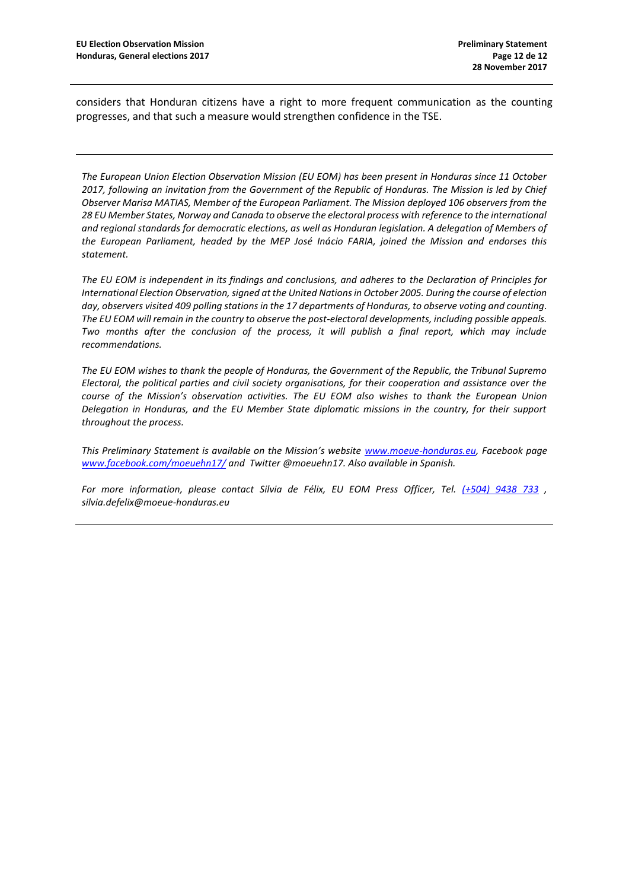considers that Honduran citizens have a right to more frequent communication as the counting progresses, and that such a measure would strengthen confidence in the TSE.

---

*The European Union Election Observation Mission (EU EOM) has been present in Honduras since 11 October 2017, following an invitation from the Government of the Republic of Honduras. The Mission is led by Chief Observer Marisa MATIAS, Member of the European Parliament. The Mission deployed 106 observers from the 28 EU Member States, Norway and Canada to observe the electoral process with reference to the international and regional standards for democratic elections, as well as Honduran legislation. A delegation of Members of the European Parliament, headed by the MEP José Inácio FARIA, joined the Mission and endorses this statement.*

*The EU EOM is independent in its findings and conclusions, and adheres to the Declaration of Principles for International Election Observation, signed at the United Nations in October 2005. During the course of election day, observers visited 409 polling stations in the 17 departments of Honduras, to observe voting and counting. The EU EOM will remain in the country to observe the post-electoral developments, including possible appeals. Two months after the conclusion of the process, it will publish a final report, which may include recommendations.*

*The EU EOM wishes to thank the people of Honduras, the Government of the Republic, the Tribunal Supremo Electoral, the political parties and civil society organisations, for their cooperation and assistance over the course of the Mission's observation activities. The EU EOM also wishes to thank the European Union Delegation in Honduras, and the EU Member State diplomatic missions in the country, for their support throughout the process.*

*This Preliminary Statement is available on the Mission's website www.moeue-honduras.eu, Facebook page www.facebook.com/moeuehn17/ and Twitter @moeuehn17. Also available in Spanish.*

*For more information, please contact Silvia de Félix, EU EOM Press Officer, Tel. (+504) 9438 733 , silvia.defelix@moeue-honduras.eu*

---